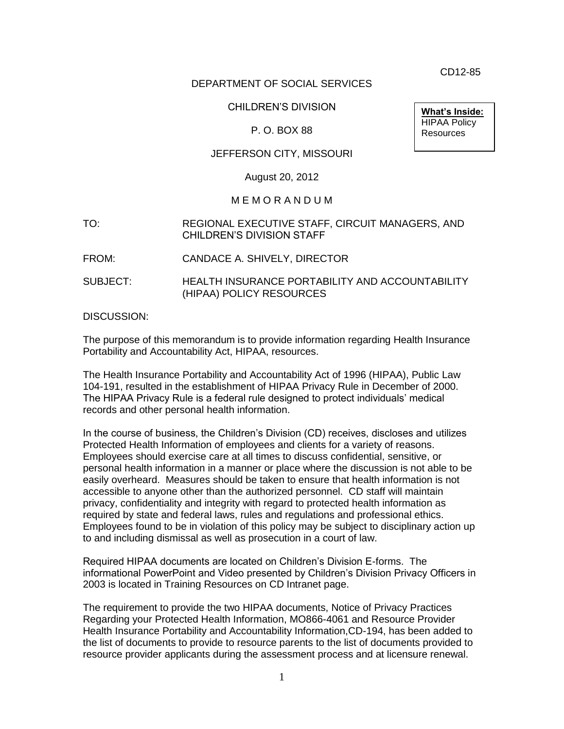CD12-85

DEPARTMENT OF SOCIAL SERVICES

CHILDREN'S DIVISION

P. O. BOX 88

JEFFERSON CITY, MISSOURI

August 20, 2012

**What's Inside:**
HIPAA Policy Resources

M E M O R A N D U M

TO: REGIONAL EXECUTIVE STAFF, CIRCUIT MANAGERS, AND CHILDREN'S DIVISION STAFF

FROM: CANDACE A. SHIVELY, DIRECTOR

SUBJECT: HEALTH INSURANCE PORTABILITY AND ACCOUNTABILITY (HIPAA) POLICY RESOURCES

DISCUSSION:

The purpose of this memorandum is to provide information regarding Health Insurance Portability and Accountability Act, HIPAA, resources.

The Health Insurance Portability and Accountability Act of 1996 (HIPAA), Public Law 104-191, resulted in the establishment of HIPAA Privacy Rule in December of 2000. The HIPAA Privacy Rule is a federal rule designed to protect individuals' medical records and other personal health information.

In the course of business, the Children's Division (CD) receives, discloses and utilizes Protected Health Information of employees and clients for a variety of reasons. Employees should exercise care at all times to discuss confidential, sensitive, or personal health information in a manner or place where the discussion is not able to be easily overheard. Measures should be taken to ensure that health information is not accessible to anyone other than the authorized personnel. CD staff will maintain privacy, confidentiality and integrity with regard to protected health information as required by state and federal laws, rules and regulations and professional ethics. Employees found to be in violation of this policy may be subject to disciplinary action up to and including dismissal as well as prosecution in a court of law.

Required HIPAA documents are located on Children's Division E-forms. The informational PowerPoint and Video presented by Children's Division Privacy Officers in 2003 is located in Training Resources on CD Intranet page.

The requirement to provide the two HIPAA documents, Notice of Privacy Practices Regarding your Protected Health Information, MO866-4061 and Resource Provider Health Insurance Portability and Accountability Information,CD-194, has been added to the list of documents to provide to resource parents to the list of documents provided to resource provider applicants during the assessment process and at licensure renewal.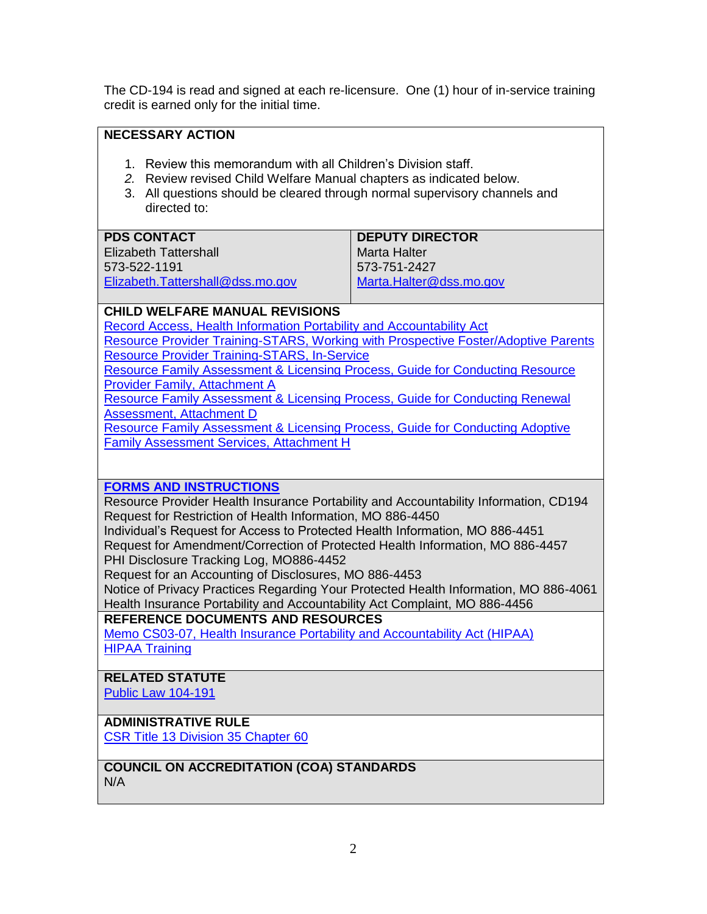The CD-194 is read and signed at each re-licensure. One (1) hour of in-service training credit is earned only for the initial time.

**NECESSARY ACTION**

1. Review this memorandum with all Children's Division staff.
2. Review revised Child Welfare Manual chapters as indicated below.
3. All questions should be cleared through normal supervisory channels and directed to:

| PDS CONTACT | DEPUTY DIRECTOR |
|---|---|
| Elizabeth Tattershall<br>573-522-1191<br>Elizabeth.Tattershall@dss.mo.gov | Marta Halter<br>573-751-2427<br>Marta.Halter@dss.mo.gov |

**CHILD WELFARE MANUAL REVISIONS**

Record Access, Health Information Portability and Accountability Act
Resource Provider Training-STARS, Working with Prospective Foster/Adoptive Parents
Resource Provider Training-STARS, In-Service
Resource Family Assessment & Licensing Process, Guide for Conducting Resource Provider Family, Attachment A
Resource Family Assessment & Licensing Process, Guide for Conducting Renewal Assessment, Attachment D
Resource Family Assessment & Licensing Process, Guide for Conducting Adoptive Family Assessment Services, Attachment H

**FORMS AND INSTRUCTIONS**

Resource Provider Health Insurance Portability and Accountability Information, CD194
Request for Restriction of Health Information, MO 886-4450
Individual's Request for Access to Protected Health Information, MO 886-4451
Request for Amendment/Correction of Protected Health Information, MO 886-4457
PHI Disclosure Tracking Log, MO886-4452
Request for an Accounting of Disclosures, MO 886-4453
Notice of Privacy Practices Regarding Your Protected Health Information, MO 886-4061
Health Insurance Portability and Accountability Act Complaint, MO 886-4456

**REFERENCE DOCUMENTS AND RESOURCES**

Memo CS03-07, Health Insurance Portability and Accountability Act (HIPAA)
HIPAA Training

**RELATED STATUTE**

Public Law 104-191

**ADMINISTRATIVE RULE**

CSR Title 13 Division 35 Chapter 60

**COUNCIL ON ACCREDITATION (COA) STANDARDS**

N/A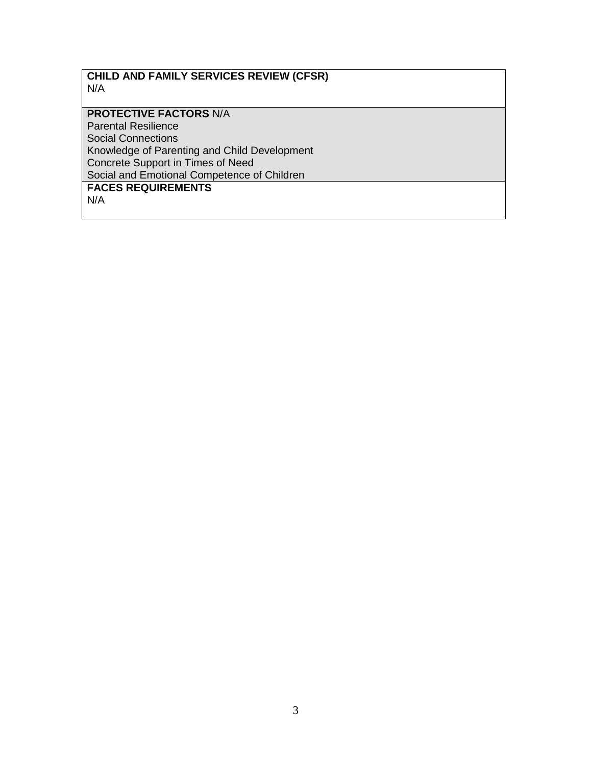**CHILD AND FAMILY SERVICES REVIEW (CFSR)**
N/A

**PROTECTIVE FACTORS** N/A
Parental Resilience
Social Connections
Knowledge of Parenting and Child Development
Concrete Support in Times of Need
Social and Emotional Competence of Children

**FACES REQUIREMENTS**
N/A